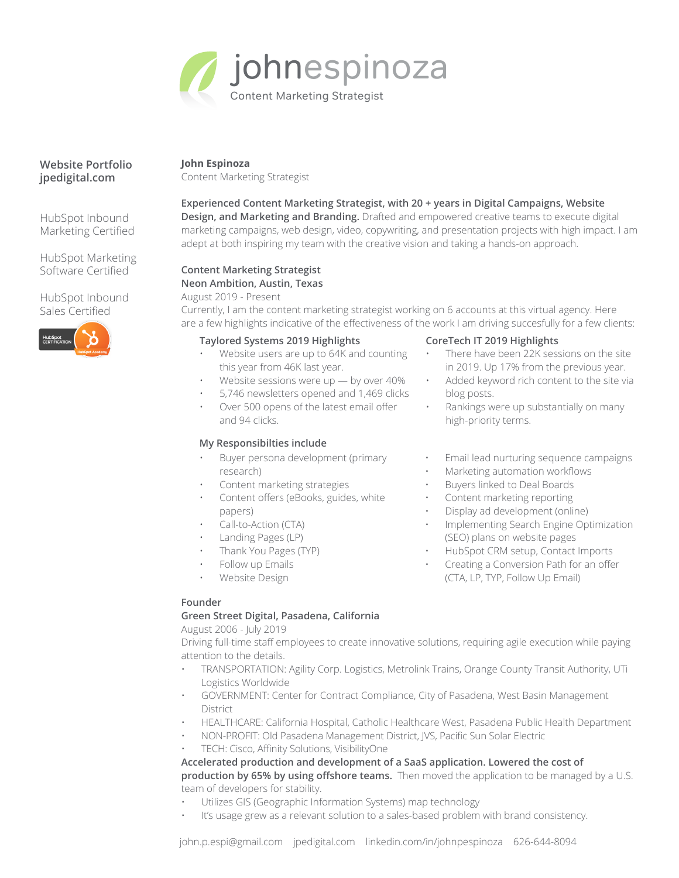# johnespinoza

Content Marketing Strategist

**Website Portfolio**
**jpedigital.com**

HubSpot Inbound Marketing Certified

HubSpot Marketing Software Certified

HubSpot Inbound Sales Certified

**John Espinoza**
Content Marketing Strategist

**Experienced Content Marketing Strategist, with 20 + years in Digital Campaigns, Website Design, and Marketing and Branding.** Drafted and empowered creative teams to execute digital marketing campaigns, web design, video, copywriting, and presentation projects with high impact. I am adept at both inspiring my team with the creative vision and taking a hands-on approach.

**Content Marketing Strategist**
**Neon Ambition, Austin, Texas**
August 2019 - Present
Currently, I am the content marketing strategist working on 6 accounts at this virtual agency. Here are a few highlights indicative of the effectiveness of the work I am driving succesfully for a few clients:

**Taylored Systems 2019 Highlights**

- Website users are up to 64K and counting this year from 46K last year.
- Website sessions were up — by over 40%
- 5,746 newsletters opened and 1,469 clicks
- Over 500 opens of the latest email offer and 94 clicks.

**CoreTech IT 2019 Highlights**

- There have been 22K sessions on the site in 2019. Up 17% from the previous year.
- Added keyword rich content to the site via blog posts.
- Rankings were up substantially on many high-priority terms.

**My Responsibilties include**

- Buyer persona development (primary research)
- Content marketing strategies
- Content offers (eBooks, guides, white papers)
- Call-to-Action (CTA)
- Landing Pages (LP)
- Thank You Pages (TYP)
- Follow up Emails
- Website Design
- Email lead nurturing sequence campaigns
- Marketing automation workflows
- Buyers linked to Deal Boards
- Content marketing reporting
- Display ad development (online)
- Implementing Search Engine Optimization (SEO) plans on website pages
- HubSpot CRM setup, Contact Imports
- Creating a Conversion Path for an offer (CTA, LP, TYP, Follow Up Email)

**Founder**
**Green Street Digital, Pasadena, California**
August 2006 - July 2019
Driving full-time staff employees to create innovative solutions, requiring agile execution while paying attention to the details.

- TRANSPORTATION: Agility Corp. Logistics, Metrolink Trains, Orange County Transit Authority, UTi Logistics Worldwide
- GOVERNMENT: Center for Contract Compliance, City of Pasadena, West Basin Management District
- HEALTHCARE: California Hospital, Catholic Healthcare West, Pasadena Public Health Department
- NON-PROFIT: Old Pasadena Management District, JVS, Pacific Sun Solar Electric
- TECH: Cisco, Affinity Solutions, VisibilityOne

**Accelerated production and development of a SaaS application. Lowered the cost of production by 65% by using offshore teams.** Then moved the application to be managed by a U.S. team of developers for stability.

- Utilizes GIS (Geographic Information Systems) map technology
- It's usage grew as a relevant solution to a sales-based problem with brand consistency.

john.p.espi@gmail.com  jpedigital.com  linkedin.com/in/johnpespinoza  626-644-8094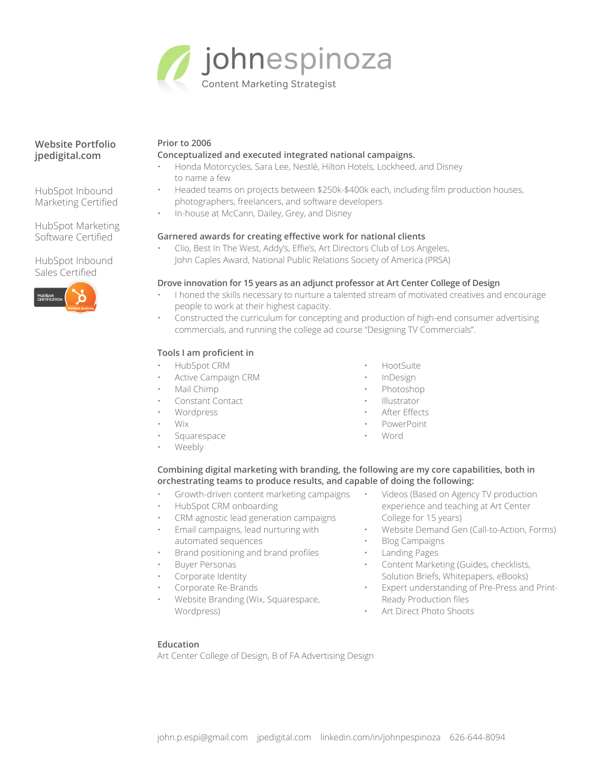# johnespinoza

Content Marketing Strategist

**Website Portfolio**
**jpedigital.com**

HubSpot Inbound Marketing Certified

HubSpot Marketing Software Certified

HubSpot Inbound Sales Certified

HubSpot CERTIFICATION

HubSpot Academy

**Prior to 2006**

**Conceptualized and executed integrated national campaigns.**

- Honda Motorcycles, Sara Lee, Nestlé, Hilton Hotels, Lockheed, and Disney to name a few
- Headed teams on projects between $250k-$400k each, including film production houses, photographers, freelancers, and software developers
- In-house at McCann, Dailey, Grey, and Disney

**Garnered awards for creating effective work for national clients**

- Clio, Best In The West, Addy's, Effie's, Art Directors Club of Los Angeles, John Caples Award, National Public Relations Society of America (PRSA)

**Drove innovation for 15 years as an adjunct professor at Art Center College of Design**

- I honed the skills necessary to nurture a talented stream of motivated creatives and encourage people to work at their highest capacity.
- Constructed the curriculum for concepting and production of high-end consumer advertising commercials, and running the college ad course "Designing TV Commercials".

**Tools I am proficient in**

- HubSpot CRM
- Active Campaign CRM
- Mail Chimp
- Constant Contact
- Wordpress
- Wix
- Squarespace
- Weebly
- HootSuite
- InDesign
- Photoshop
- Illustrator
- After Effects
- PowerPoint
- Word

**Combining digital marketing with branding, the following are my core capabilities, both in orchestrating teams to produce results, and capable of doing the following:**

- Growth-driven content marketing campaigns
- HubSpot CRM onboarding
- CRM agnostic lead generation campaigns
- Email campaigns, lead nurturing with automated sequences
- Brand positioning and brand profiles
- Buyer Personas
- Corporate Identity
- Corporate Re-Brands
- Website Branding (Wix, Squarespace, Wordpress)
- Videos (Based on Agency TV production experience and teaching at Art Center College for 15 years)
- Website Demand Gen (Call-to-Action, Forms)
- Blog Campaigns
- Landing Pages
- Content Marketing (Guides, checklists, Solution Briefs, Whitepapers, eBooks)
- Expert understanding of Pre-Press and Print-Ready Production files
- Art Direct Photo Shoots

**Education**

Art Center College of Design, B of FA Advertising Design

john.p.espi@gmail.com jpedigital.com linkedin.com/in/johnpespinoza 626-644-8094